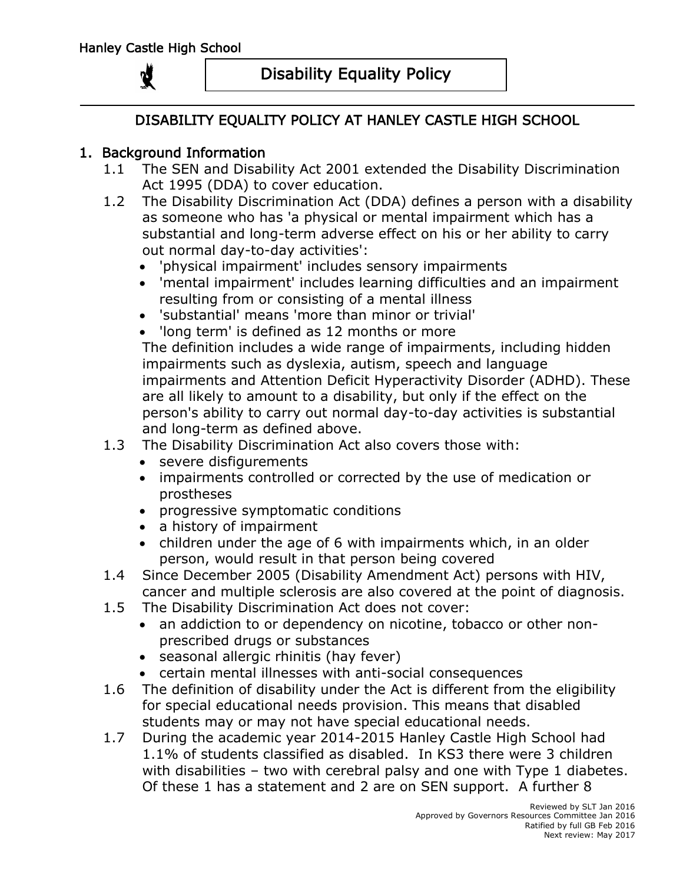Hanley Castle High School

# Disability Equality Policy

## DISABILITY EQUALITY POLICY AT HANLEY CASTLE HIGH SCHOOL

## 1. Background Information

1.1 The SEN and Disability Act 2001 extended the Disability Discrimination Act 1995 (DDA) to cover education.

1.2 The Disability Discrimination Act (DDA) defines a person with a disability as someone who has 'a physical or mental impairment which has a substantial and long-term adverse effect on his or her ability to carry out normal day-to-day activities':

- 'physical impairment' includes sensory impairments
- 'mental impairment' includes learning difficulties and an impairment resulting from or consisting of a mental illness
- 'substantial' means 'more than minor or trivial'
- 'long term' is defined as 12 months or more

The definition includes a wide range of impairments, including hidden impairments such as dyslexia, autism, speech and language impairments and Attention Deficit Hyperactivity Disorder (ADHD). These are all likely to amount to a disability, but only if the effect on the person's ability to carry out normal day-to-day activities is substantial and long-term as defined above.

1.3 The Disability Discrimination Act also covers those with:

- severe disfigurements
- impairments controlled or corrected by the use of medication or prostheses
- progressive symptomatic conditions
- a history of impairment
- children under the age of 6 with impairments which, in an older person, would result in that person being covered

1.4 Since December 2005 (Disability Amendment Act) persons with HIV, cancer and multiple sclerosis are also covered at the point of diagnosis.

1.5 The Disability Discrimination Act does not cover:

- an addiction to or dependency on nicotine, tobacco or other non-prescribed drugs or substances
- seasonal allergic rhinitis (hay fever)
- certain mental illnesses with anti-social consequences

1.6 The definition of disability under the Act is different from the eligibility for special educational needs provision. This means that disabled students may or may not have special educational needs.

1.7 During the academic year 2014-2015 Hanley Castle High School had 1.1% of students classified as disabled. In KS3 there were 3 children with disabilities – two with cerebral palsy and one with Type 1 diabetes. Of these 1 has a statement and 2 are on SEN support. A further 8

Reviewed by SLT Jan 2016
Approved by Governors Resources Committee Jan 2016
Ratified by full GB Feb 2016
Next review: May 2017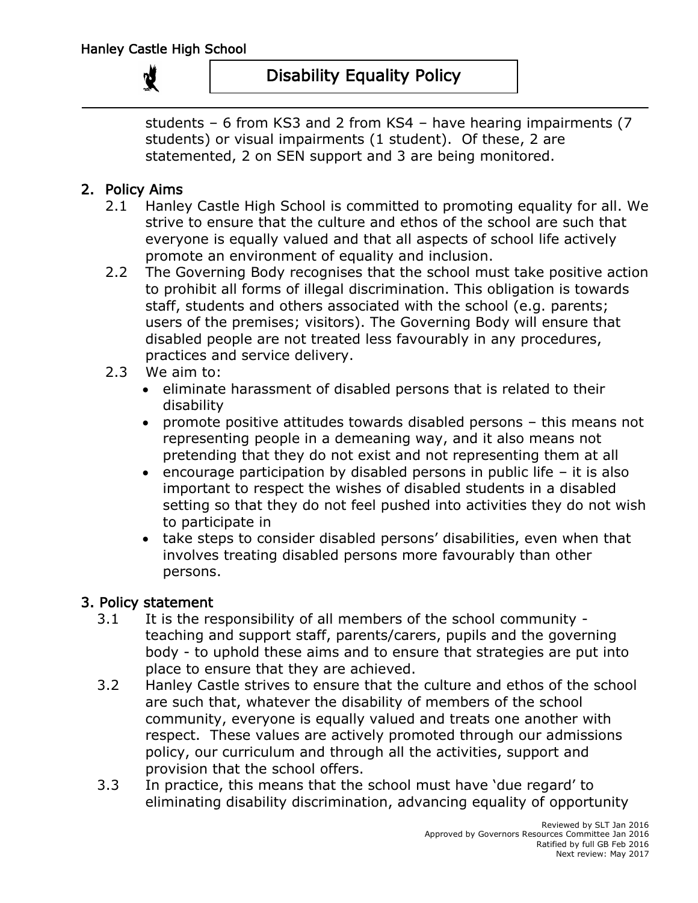students – 6 from KS3 and 2 from KS4 – have hearing impairments (7 students) or visual impairments (1 student). Of these, 2 are statemented, 2 on SEN support and 3 are being monitored.

## 2. Policy Aims

2.1 Hanley Castle High School is committed to promoting equality for all. We strive to ensure that the culture and ethos of the school are such that everyone is equally valued and that all aspects of school life actively promote an environment of equality and inclusion.

2.2 The Governing Body recognises that the school must take positive action to prohibit all forms of illegal discrimination. This obligation is towards staff, students and others associated with the school (e.g. parents; users of the premises; visitors). The Governing Body will ensure that disabled people are not treated less favourably in any procedures, practices and service delivery.

2.3 We aim to:

- eliminate harassment of disabled persons that is related to their disability
- promote positive attitudes towards disabled persons – this means not representing people in a demeaning way, and it also means not pretending that they do not exist and not representing them at all
- encourage participation by disabled persons in public life – it is also important to respect the wishes of disabled students in a disabled setting so that they do not feel pushed into activities they do not wish to participate in
- take steps to consider disabled persons' disabilities, even when that involves treating disabled persons more favourably than other persons.

## 3. Policy statement

3.1 It is the responsibility of all members of the school community - teaching and support staff, parents/carers, pupils and the governing body - to uphold these aims and to ensure that strategies are put into place to ensure that they are achieved.

3.2 Hanley Castle strives to ensure that the culture and ethos of the school are such that, whatever the disability of members of the school community, everyone is equally valued and treats one another with respect. These values are actively promoted through our admissions policy, our curriculum and through all the activities, support and provision that the school offers.

3.3 In practice, this means that the school must have 'due regard' to eliminating disability discrimination, advancing equality of opportunity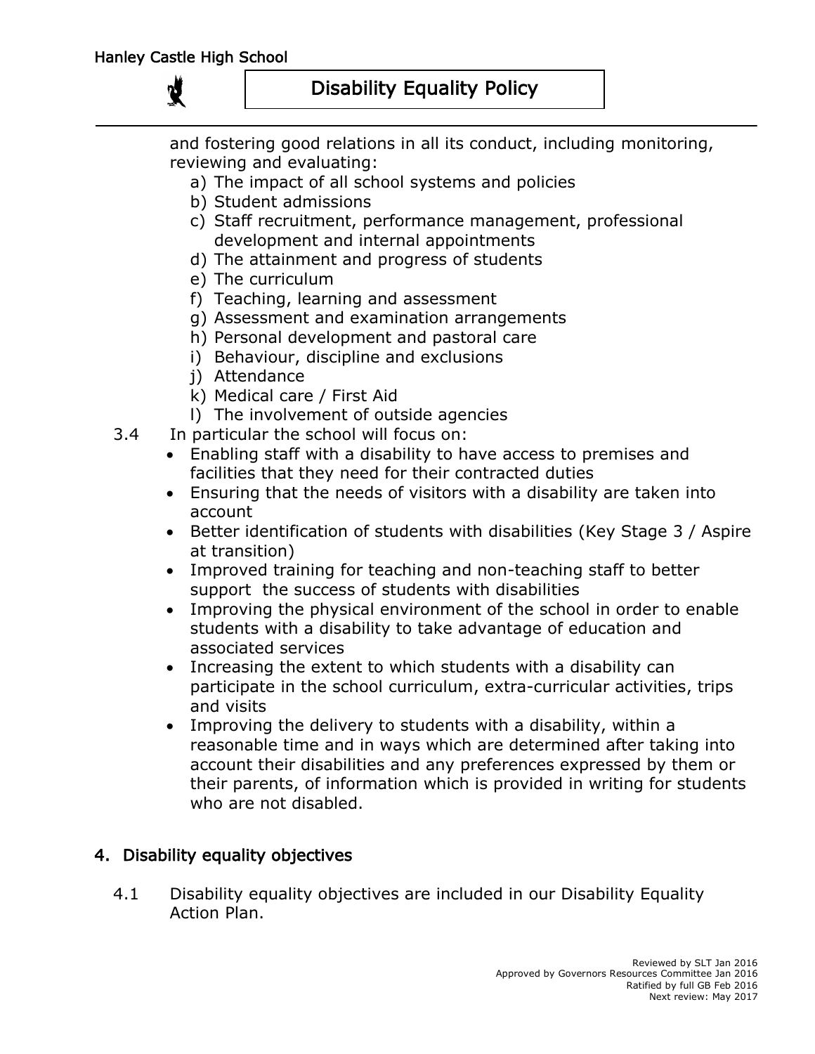and fostering good relations in all its conduct, including monitoring, reviewing and evaluating:

a) The impact of all school systems and policies
b) Student admissions
c) Staff recruitment, performance management, professional development and internal appointments
d) The attainment and progress of students
e) The curriculum
f) Teaching, learning and assessment
g) Assessment and examination arrangements
h) Personal development and pastoral care
i) Behaviour, discipline and exclusions
j) Attendance
k) Medical care / First Aid
l) The involvement of outside agencies

3.4 In particular the school will focus on:

- Enabling staff with a disability to have access to premises and facilities that they need for their contracted duties
- Ensuring that the needs of visitors with a disability are taken into account
- Better identification of students with disabilities (Key Stage 3 / Aspire at transition)
- Improved training for teaching and non-teaching staff to better support the success of students with disabilities
- Improving the physical environment of the school in order to enable students with a disability to take advantage of education and associated services
- Increasing the extent to which students with a disability can participate in the school curriculum, extra-curricular activities, trips and visits
- Improving the delivery to students with a disability, within a reasonable time and in ways which are determined after taking into account their disabilities and any preferences expressed by them or their parents, of information which is provided in writing for students who are not disabled.

## 4. Disability equality objectives

4.1 Disability equality objectives are included in our Disability Equality Action Plan.

Reviewed by SLT Jan 2016
Approved by Governors Resources Committee Jan 2016
Ratified by full GB Feb 2016
Next review: May 2017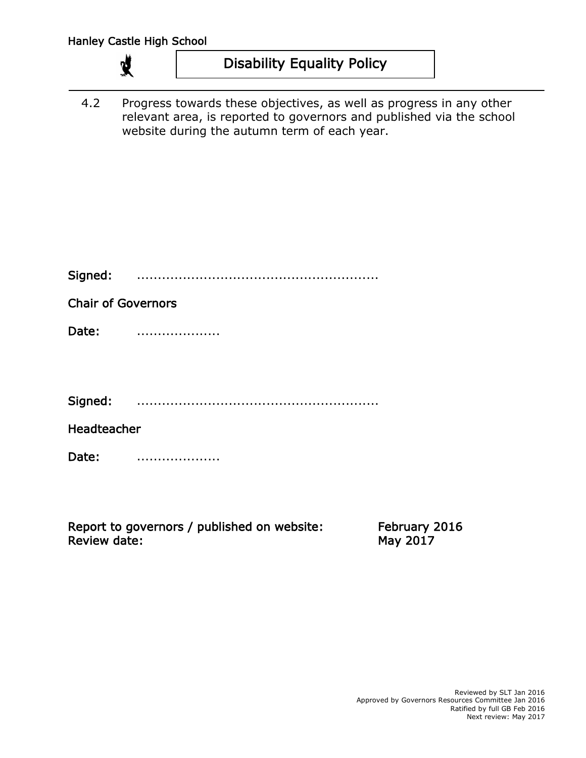4.2 Progress towards these objectives, as well as progress in any other relevant area, is reported to governors and published via the school website during the autumn term of each year.

Signed: ........................................................

Chair of Governors

Date: ...................

Signed: ........................................................

Headteacher

Date: ...................

Report to governors / published on website: February 2016
Review date: May 2017

Reviewed by SLT Jan 2016
Approved by Governors Resources Committee Jan 2016
Ratified by full GB Feb 2016
Next review: May 2017